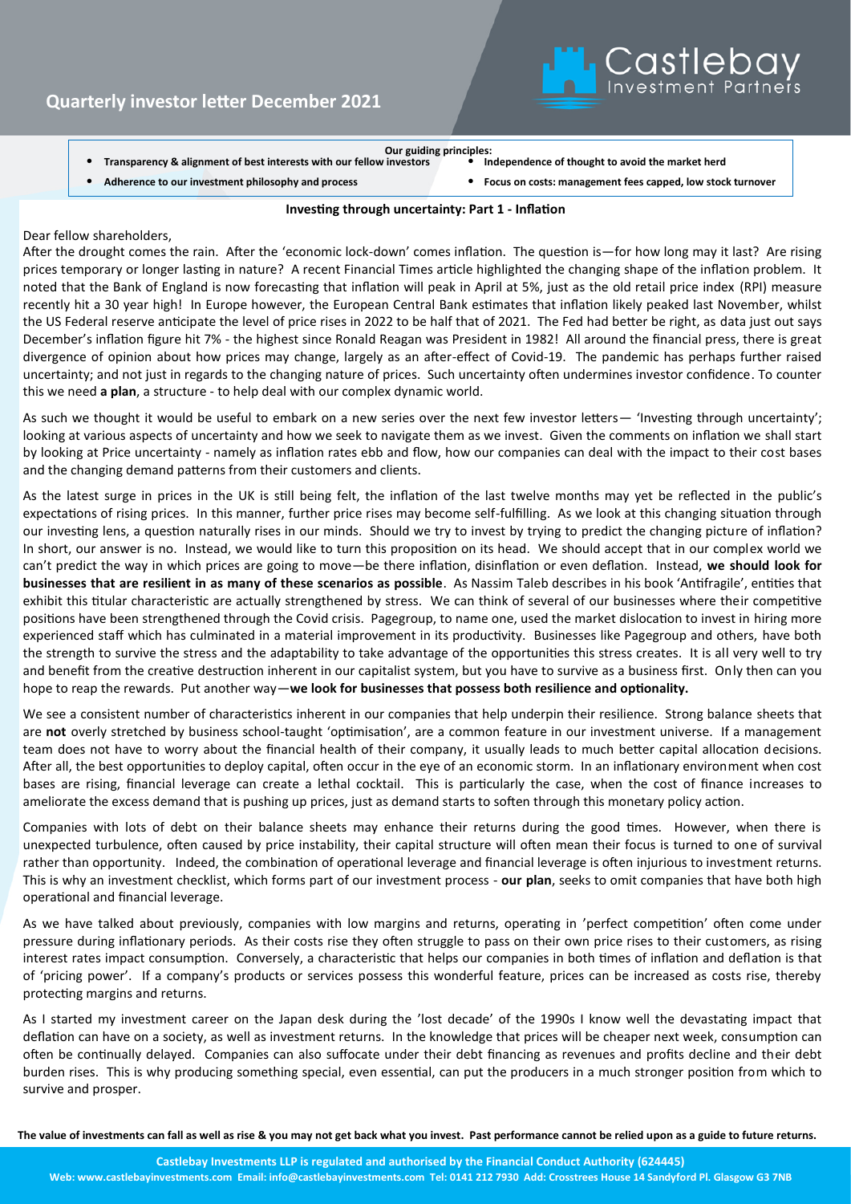# Quarterly investor letter December 2021

Castlebay Investment Partners

**Our guiding principles:**

- **Transparency & alignment of best interests with our fellow investors**
- **Independence of thought to avoid the market herd**
- **Adherence to our investment philosophy and process**
- **Focus on costs: management fees capped, low stock turnover**

**Investing through uncertainty: Part 1 - Inflation**

Dear fellow shareholders,

After the drought comes the rain. After the 'economic lock-down' comes inflation. The question is—for how long may it last? Are rising prices temporary or longer lasting in nature? A recent Financial Times article highlighted the changing shape of the inflation problem. It noted that the Bank of England is now forecasting that inflation will peak in April at 5%, just as the old retail price index (RPI) measure recently hit a 30 year high! In Europe however, the European Central Bank estimates that inflation likely peaked last November, whilst the US Federal reserve anticipate the level of price rises in 2022 to be half that of 2021. The Fed had better be right, as data just out says December's inflation figure hit 7% - the highest since Ronald Reagan was President in 1982! All around the financial press, there is great divergence of opinion about how prices may change, largely as an after-effect of Covid-19. The pandemic has perhaps further raised uncertainty; and not just in regards to the changing nature of prices. Such uncertainty often undermines investor confidence. To counter this we need **a plan**, a structure - to help deal with our complex dynamic world.

As such we thought it would be useful to embark on a new series over the next few investor letters— 'Investing through uncertainty'; looking at various aspects of uncertainty and how we seek to navigate them as we invest. Given the comments on inflation we shall start by looking at Price uncertainty - namely as inflation rates ebb and flow, how our companies can deal with the impact to their cost bases and the changing demand patterns from their customers and clients.

As the latest surge in prices in the UK is still being felt, the inflation of the last twelve months may yet be reflected in the public's expectations of rising prices. In this manner, further price rises may become self-fulfilling. As we look at this changing situation through our investing lens, a question naturally rises in our minds. Should we try to invest by trying to predict the changing picture of inflation? In short, our answer is no. Instead, we would like to turn this proposition on its head. We should accept that in our complex world we can't predict the way in which prices are going to move—be there inflation, disinflation or even deflation. Instead, **we should look for businesses that are resilient in as many of these scenarios as possible**. As Nassim Taleb describes in his book 'Antifragile', entities that exhibit this titular characteristic are actually strengthened by stress. We can think of several of our businesses where their competitive positions have been strengthened through the Covid crisis. Pagegroup, to name one, used the market dislocation to invest in hiring more experienced staff which has culminated in a material improvement in its productivity. Businesses like Pagegroup and others, have both the strength to survive the stress and the adaptability to take advantage of the opportunities this stress creates. It is all very well to try and benefit from the creative destruction inherent in our capitalist system, but you have to survive as a business first. Only then can you hope to reap the rewards. Put another way—**we look for businesses that possess both resilience and optionality.**

We see a consistent number of characteristics inherent in our companies that help underpin their resilience. Strong balance sheets that are **not** overly stretched by business school-taught 'optimisation', are a common feature in our investment universe. If a management team does not have to worry about the financial health of their company, it usually leads to much better capital allocation decisions. After all, the best opportunities to deploy capital, often occur in the eye of an economic storm. In an inflationary environment when cost bases are rising, financial leverage can create a lethal cocktail. This is particularly the case, when the cost of finance increases to ameliorate the excess demand that is pushing up prices, just as demand starts to soften through this monetary policy action.

Companies with lots of debt on their balance sheets may enhance their returns during the good times. However, when there is unexpected turbulence, often caused by price instability, their capital structure will often mean their focus is turned to one of survival rather than opportunity. Indeed, the combination of operational leverage and financial leverage is often injurious to investment returns. This is why an investment checklist, which forms part of our investment process - **our plan**, seeks to omit companies that have both high operational and financial leverage.

As we have talked about previously, companies with low margins and returns, operating in 'perfect competition' often come under pressure during inflationary periods. As their costs rise they often struggle to pass on their own price rises to their customers, as rising interest rates impact consumption. Conversely, a characteristic that helps our companies in both times of inflation and deflation is that of 'pricing power'. If a company's products or services possess this wonderful feature, prices can be increased as costs rise, thereby protecting margins and returns.

As I started my investment career on the Japan desk during the 'lost decade' of the 1990s I know well the devastating impact that deflation can have on a society, as well as investment returns. In the knowledge that prices will be cheaper next week, consumption can often be continually delayed. Companies can also suffocate under their debt financing as revenues and profits decline and their debt burden rises. This is why producing something special, even essential, can put the producers in a much stronger position from which to survive and prosper.

**The value of investments can fall as well as rise & you may not get back what you invest. Past performance cannot be relied upon as a guide to future returns.**

**Castlebay Investments LLP is regulated and authorised by the Financial Conduct Authority (624445)**

**Web: www.castlebayinvestments.com Email: info@castlebayinvestments.com Tel: 0141 212 7930 Add: Crosstrees House 14 Sandyford Pl. Glasgow G3 7NB**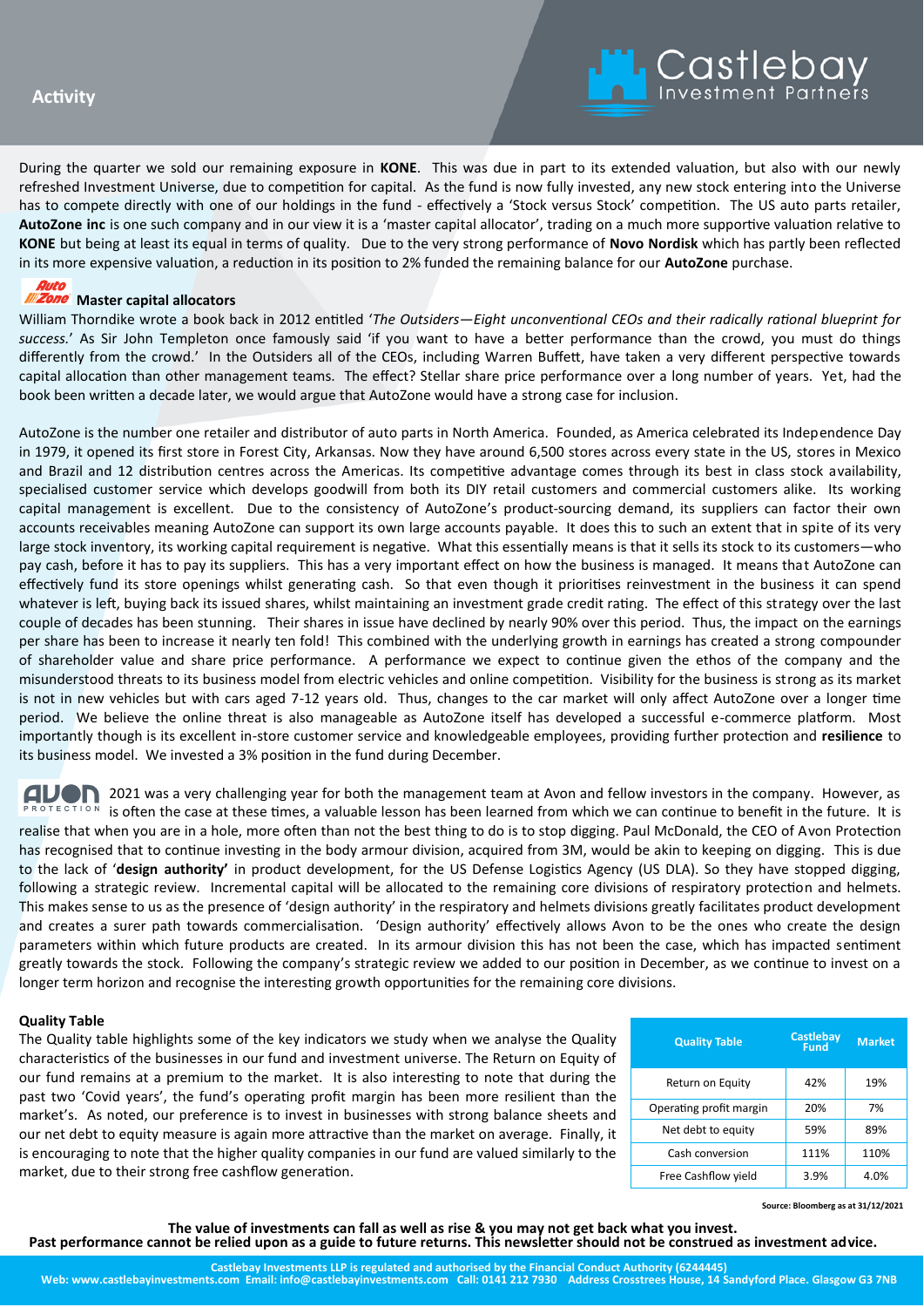## Activity

During the quarter we sold our remaining exposure in **KONE**. This was due in part to its extended valuation, but also with our newly refreshed Investment Universe, due to competition for capital. As the fund is now fully invested, any new stock entering into the Universe has to compete directly with one of our holdings in the fund - effectively a 'Stock versus Stock' competition. The US auto parts retailer, **AutoZone inc** is one such company and in our view it is a 'master capital allocator', trading on a much more supportive valuation relative to **KONE** but being at least its equal in terms of quality. Due to the very strong performance of **Novo Nordisk** which has partly been reflected in its more expensive valuation, a reduction in its position to 2% funded the remaining balance for our **AutoZone** purchase.

### Master capital allocators

William Thorndike wrote a book back in 2012 entitled '*The Outsiders—Eight unconventional CEOs and their radically rational blueprint for success.*' As Sir John Templeton once famously said 'if you want to have a better performance than the crowd, you must do things differently from the crowd.' In the Outsiders all of the CEOs, including Warren Buffett, have taken a very different perspective towards capital allocation than other management teams. The effect? Stellar share price performance over a long number of years. Yet, had the book been written a decade later, we would argue that AutoZone would have a strong case for inclusion.

AutoZone is the number one retailer and distributor of auto parts in North America. Founded, as America celebrated its Independence Day in 1979, it opened its first store in Forest City, Arkansas. Now they have around 6,500 stores across every state in the US, stores in Mexico and Brazil and 12 distribution centres across the Americas. Its competitive advantage comes through its best in class stock availability, specialised customer service which develops goodwill from both its DIY retail customers and commercial customers alike. Its working capital management is excellent. Due to the consistency of AutoZone's product-sourcing demand, its suppliers can factor their own accounts receivables meaning AutoZone can support its own large accounts payable. It does this to such an extent that in spite of its very large stock inventory, its working capital requirement is negative. What this essentially means is that it sells its stock to its customers—who pay cash, before it has to pay its suppliers. This has a very important effect on how the business is managed. It means that AutoZone can effectively fund its store openings whilst generating cash. So that even though it prioritises reinvestment in the business it can spend whatever is left, buying back its issued shares, whilst maintaining an investment grade credit rating. The effect of this strategy over the last couple of decades has been stunning. Their shares in issue have declined by nearly 90% over this period. Thus, the impact on the earnings per share has been to increase it nearly ten fold! This combined with the underlying growth in earnings has created a strong compounder of shareholder value and share price performance. A performance we expect to continue given the ethos of the company and the misunderstood threats to its business model from electric vehicles and online competition. Visibility for the business is strong as its market is not in new vehicles but with cars aged 7-12 years old. Thus, changes to the car market will only affect AutoZone over a longer time period. We believe the online threat is also manageable as AutoZone itself has developed a successful e-commerce platform. Most importantly though is its excellent in-store customer service and knowledgeable employees, providing further protection and **resilience** to its business model. We invested a 3% position in the fund during December.

2021 was a very challenging year for both the management team at Avon and fellow investors in the company. However, as is often the case at these times, a valuable lesson has been learned from which we can continue to benefit in the future. It is realise that when you are in a hole, more often than not the best thing to do is to stop digging. Paul McDonald, the CEO of Avon Protection has recognised that to continue investing in the body armour division, acquired from 3M, would be akin to keeping on digging. This is due to the lack of '**design authority'** in product development, for the US Defense Logistics Agency (US DLA). So they have stopped digging, following a strategic review. Incremental capital will be allocated to the remaining core divisions of respiratory protection and helmets. This makes sense to us as the presence of 'design authority' in the respiratory and helmets divisions greatly facilitates product development and creates a surer path towards commercialisation. 'Design authority' effectively allows Avon to be the ones who create the design parameters within which future products are created. In its armour division this has not been the case, which has impacted sentiment greatly towards the stock. Following the company's strategic review we added to our position in December, as we continue to invest on a longer term horizon and recognise the interesting growth opportunities for the remaining core divisions.

### Quality Table

The Quality table highlights some of the key indicators we study when we analyse the Quality characteristics of the businesses in our fund and investment universe. The Return on Equity of our fund remains at a premium to the market. It is also interesting to note that during the past two 'Covid years', the fund's operating profit margin has been more resilient than the market's. As noted, our preference is to invest in businesses with strong balance sheets and our net debt to equity measure is again more attractive than the market on average. Finally, it is encouraging to note that the higher quality companies in our fund are valued similarly to the market, due to their strong free cashflow generation.

| Quality Table | Castlebay Fund | Market |
|---|---|---|
| Return on Equity | 42% | 19% |
| Operating profit margin | 20% | 7% |
| Net debt to equity | 59% | 89% |
| Cash conversion | 111% | 110% |
| Free Cashflow yield | 3.9% | 4.0% |

Source: Bloomberg as at 31/12/2021

**The value of investments can fall as well as rise & you may not get back what you invest.**
**Past performance cannot be relied upon as a guide to future returns. This newsletter should not be construed as investment advice.**

**Castlebay Investments LLP is regulated and authorised by the Financial Conduct Authority (6244445)**
**Web: www.castlebayinvestments.com Email: info@castlebayinvestments.com Call: 0141 212 7930 Address Crosstrees House, 14 Sandyford Place. Glasgow G3 7NB**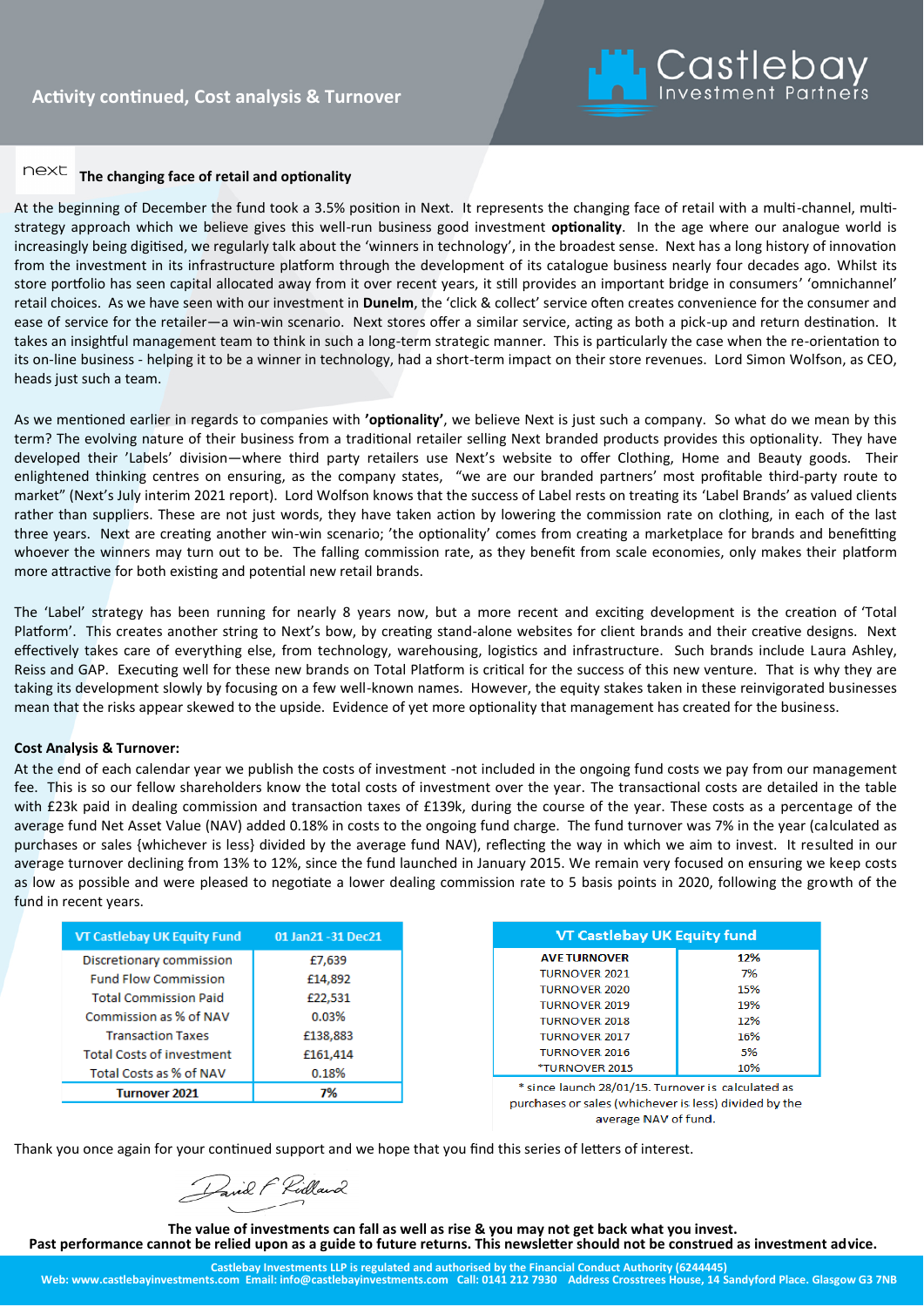## Activity continued, Cost analysis & Turnover

next **The changing face of retail and optionality**

At the beginning of December the fund took a 3.5% position in Next. It represents the changing face of retail with a multi-channel, multi-strategy approach which we believe gives this well-run business good investment **optionality**. In the age where our analogue world is increasingly being digitised, we regularly talk about the 'winners in technology', in the broadest sense. Next has a long history of innovation from the investment in its infrastructure platform through the development of its catalogue business nearly four decades ago. Whilst its store portfolio has seen capital allocated away from it over recent years, it still provides an important bridge in consumers' 'omnichannel' retail choices. As we have seen with our investment in **Dunelm**, the 'click & collect' service often creates convenience for the consumer and ease of service for the retailer—a win-win scenario. Next stores offer a similar service, acting as both a pick-up and return destination. It takes an insightful management team to think in such a long-term strategic manner. This is particularly the case when the re-orientation to its on-line business - helping it to be a winner in technology, had a short-term impact on their store revenues. Lord Simon Wolfson, as CEO, heads just such a team.

As we mentioned earlier in regards to companies with **'optionality'**, we believe Next is just such a company. So what do we mean by this term? The evolving nature of their business from a traditional retailer selling Next branded products provides this optionality. They have developed their 'Labels' division—where third party retailers use Next's website to offer Clothing, Home and Beauty goods. Their enlightened thinking centres on ensuring, as the company states, "we are our branded partners' most profitable third-party route to market" (Next's July interim 2021 report). Lord Wolfson knows that the success of Label rests on treating its 'Label Brands' as valued clients rather than suppliers. These are not just words, they have taken action by lowering the commission rate on clothing, in each of the last three years. Next are creating another win-win scenario; 'the optionality' comes from creating a marketplace for brands and benefitting whoever the winners may turn out to be. The falling commission rate, as they benefit from scale economies, only makes their platform more attractive for both existing and potential new retail brands.

The 'Label' strategy has been running for nearly 8 years now, but a more recent and exciting development is the creation of 'Total Platform'. This creates another string to Next's bow, by creating stand-alone websites for client brands and their creative designs. Next effectively takes care of everything else, from technology, warehousing, logistics and infrastructure. Such brands include Laura Ashley, Reiss and GAP. Executing well for these new brands on Total Platform is critical for the success of this new venture. That is why they are taking its development slowly by focusing on a few well-known names. However, the equity stakes taken in these reinvigorated businesses mean that the risks appear skewed to the upside. Evidence of yet more optionality that management has created for the business.

**Cost Analysis & Turnover:**

At the end of each calendar year we publish the costs of investment -not included in the ongoing fund costs we pay from our management fee. This is so our fellow shareholders know the total costs of investment over the year. The transactional costs are detailed in the table with £23k paid in dealing commission and transaction taxes of £139k, during the course of the year. These costs as a percentage of the average fund Net Asset Value (NAV) added 0.18% in costs to the ongoing fund charge. The fund turnover was 7% in the year (calculated as purchases or sales {whichever is less} divided by the average fund NAV), reflecting the way in which we aim to invest. It resulted in our average turnover declining from 13% to 12%, since the fund launched in January 2015. We remain very focused on ensuring we keep costs as low as possible and were pleased to negotiate a lower dealing commission rate to 5 basis points in 2020, following the growth of the fund in recent years.

| VT Castlebay UK Equity Fund | 01 Jan21 -31 Dec21 |
|---|---|
| Discretionary commission | £7,639 |
| Fund Flow Commission | £14,892 |
| Total Commission Paid | £22,531 |
| Commission as % of NAV | 0.03% |
| Transaction Taxes | £138,883 |
| Total Costs of investment | £161,414 |
| Total Costs as % of NAV | 0.18% |
| **Turnover 2021** | **7%** |

| VT Castlebay UK Equity fund | |
|---|---|
| **AVE TURNOVER** | **12%** |
| TURNOVER 2021 | 7% |
| TURNOVER 2020 | 15% |
| TURNOVER 2019 | 19% |
| TURNOVER 2018 | 12% |
| TURNOVER 2017 | 16% |
| TURNOVER 2016 | 5% |
| *TURNOVER 2015 | 10% |

* since launch 28/01/15. Turnover is calculated as purchases or sales (whichever is less) divided by the average NAV of fund.

Thank you once again for your continued support and we hope that you find this series of letters of interest.

*David F Rolland*

**The value of investments can fall as well as rise & you may not get back what you invest.**
**Past performance cannot be relied upon as a guide to future returns. This newsletter should not be construed as investment advice.**

Castlebay Investments LLP is regulated and authorised by the Financial Conduct Authority (6244445)
Web: www.castlebayinvestments.com Email: info@castlebayinvestments.com Call: 0141 212 7930 Address Crosstrees House, 14 Sandyford Place. Glasgow G3 7NB